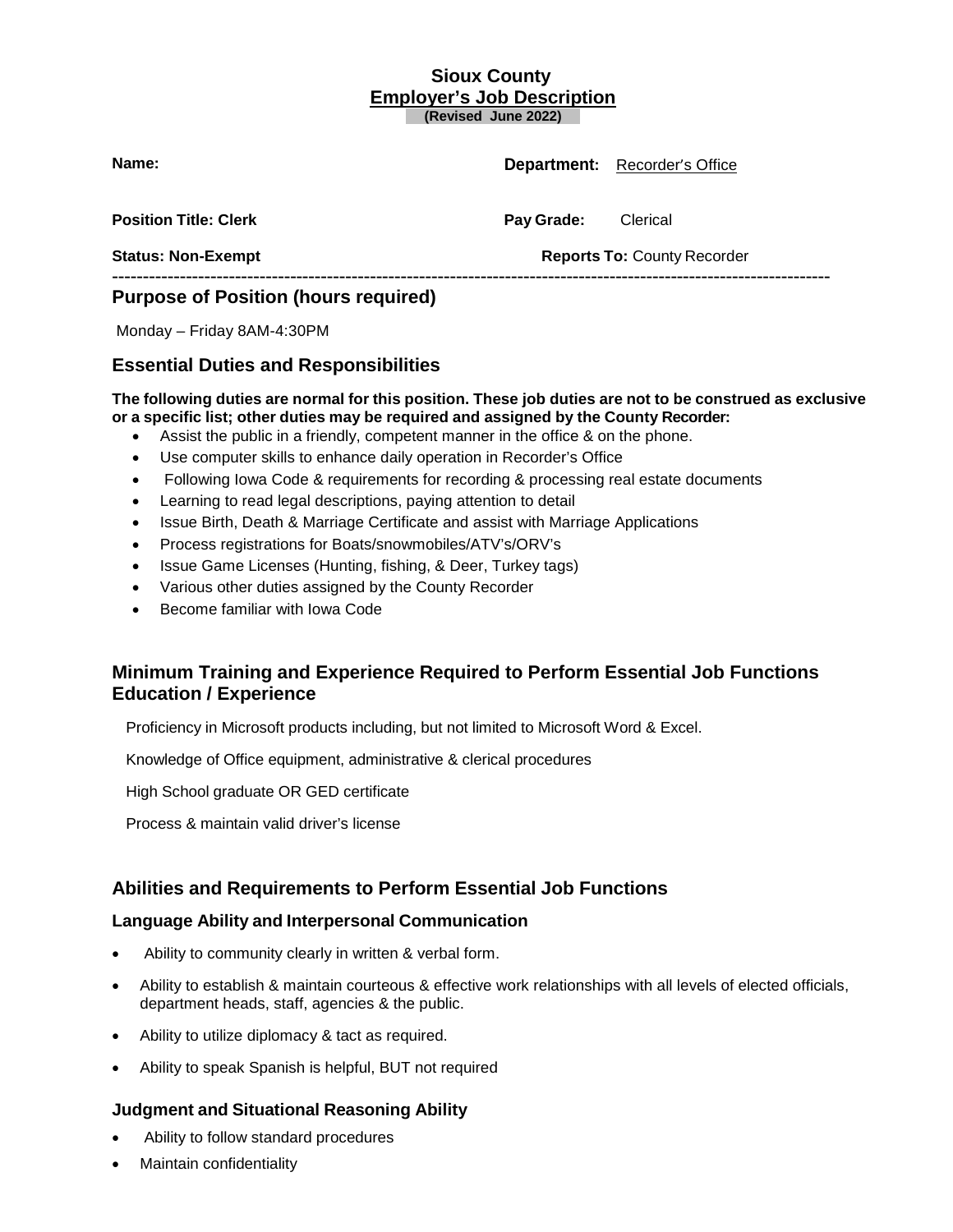# Sioux County
## Employer's Job Description
**(Revised June 2022)**

**Name:** 

**Department:** Recorder's Office

**Position Title: Clerk**

**Pay Grade:** Clerical

**Status: Non-Exempt**

**Reports To:** County Recorder

---

## Purpose of Position (hours required)

Monday – Friday 8AM-4:30PM

## Essential Duties and Responsibilities

**The following duties are normal for this position. These job duties are not to be construed as exclusive or a specific list; other duties may be required and assigned by the County Recorder:**

- Assist the public in a friendly, competent manner in the office & on the phone.
- Use computer skills to enhance daily operation in Recorder's Office
- Following Iowa Code & requirements for recording & processing real estate documents
- Learning to read legal descriptions, paying attention to detail
- Issue Birth, Death & Marriage Certificate and assist with Marriage Applications
- Process registrations for Boats/snowmobiles/ATV's/ORV's
- Issue Game Licenses (Hunting, fishing, & Deer, Turkey tags)
- Various other duties assigned by the County Recorder
- Become familiar with Iowa Code

## Minimum Training and Experience Required to Perform Essential Job Functions Education / Experience

Proficiency in Microsoft products including, but not limited to Microsoft Word & Excel.

Knowledge of Office equipment, administrative & clerical procedures

High School graduate OR GED certificate

Process & maintain valid driver's license

## Abilities and Requirements to Perform Essential Job Functions

### Language Ability and Interpersonal Communication

- Ability to community clearly in written & verbal form.
- Ability to establish & maintain courteous & effective work relationships with all levels of elected officials, department heads, staff, agencies & the public.
- Ability to utilize diplomacy & tact as required.
- Ability to speak Spanish is helpful, BUT not required

### Judgment and Situational Reasoning Ability

- Ability to follow standard procedures
- Maintain confidentiality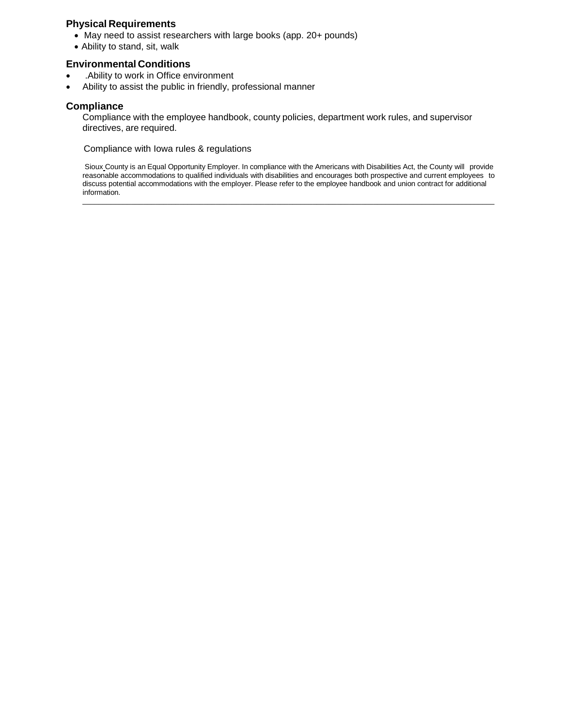### Physical Requirements

- May need to assist researchers with large books (app. 20+ pounds)
- Ability to stand, sit, walk

### Environmental Conditions

- .Ability to work in Office environment
- Ability to assist the public in friendly, professional manner

### Compliance

Compliance with the employee handbook, county policies, department work rules, and supervisor directives, are required.

Compliance with Iowa rules & regulations

Sioux County is an Equal Opportunity Employer. In compliance with the Americans with Disabilities Act, the County will provide reasonable accommodations to qualified individuals with disabilities and encourages both prospective and current employees to discuss potential accommodations with the employer. Please refer to the employee handbook and union contract for additional information.

---